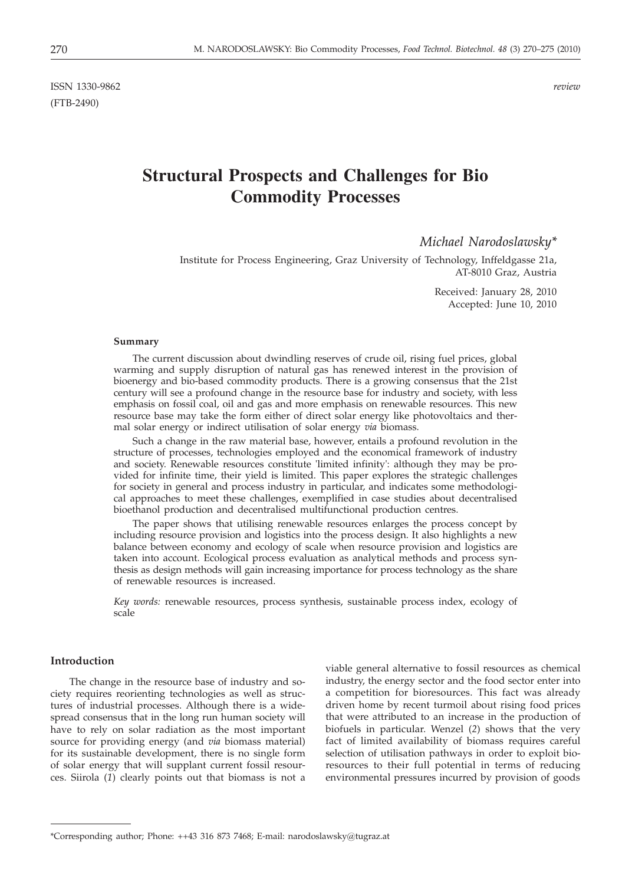ISSN 1330-9862 *review*
(FTB-2490)

# Structural Prospects and Challenges for Bio Commodity Processes

*Michael Narodoslawsky**

Institute for Process Engineering, Graz University of Technology, Inffeldgasse 21a, AT-8010 Graz, Austria

Received: January 28, 2010
Accepted: June 10, 2010

#### Summary

The current discussion about dwindling reserves of crude oil, rising fuel prices, global warming and supply disruption of natural gas has renewed interest in the provision of bioenergy and bio-based commodity products. There is a growing consensus that the 21st century will see a profound change in the resource base for industry and society, with less emphasis on fossil coal, oil and gas and more emphasis on renewable resources. This new resource base may take the form either of direct solar energy like photovoltaics and thermal solar energy or indirect utilisation of solar energy *via* biomass.

Such a change in the raw material base, however, entails a profound revolution in the structure of processes, technologies employed and the economical framework of industry and society. Renewable resources constitute 'limited infinity': although they may be provided for infinite time, their yield is limited. This paper explores the strategic challenges for society in general and process industry in particular, and indicates some methodological approaches to meet these challenges, exemplified in case studies about decentralised bioethanol production and decentralised multifunctional production centres.

The paper shows that utilising renewable resources enlarges the process concept by including resource provision and logistics into the process design. It also highlights a new balance between economy and ecology of scale when resource provision and logistics are taken into account. Ecological process evaluation as analytical methods and process synthesis as design methods will gain increasing importance for process technology as the share of renewable resources is increased.

*Key words:* renewable resources, process synthesis, sustainable process index, ecology of scale

## Introduction

The change in the resource base of industry and society requires reorienting technologies as well as structures of industrial processes. Although there is a widespread consensus that in the long run human society will have to rely on solar radiation as the most important source for providing energy (and *via* biomass material) for its sustainable development, there is no single form of solar energy that will supplant current fossil resources. Siirola (*1*) clearly points out that biomass is not a viable general alternative to fossil resources as chemical industry, the energy sector and the food sector enter into a competition for bioresources. This fact was already driven home by recent turmoil about rising food prices that were attributed to an increase in the production of biofuels in particular. Wenzel (*2*) shows that the very fact of limited availability of biomass requires careful selection of utilisation pathways in order to exploit bioresources to their full potential in terms of reducing environmental pressures incurred by provision of goods

*Corresponding author; Phone: ++43 316 873 7468; E-mail: narodoslawsky@tugraz.at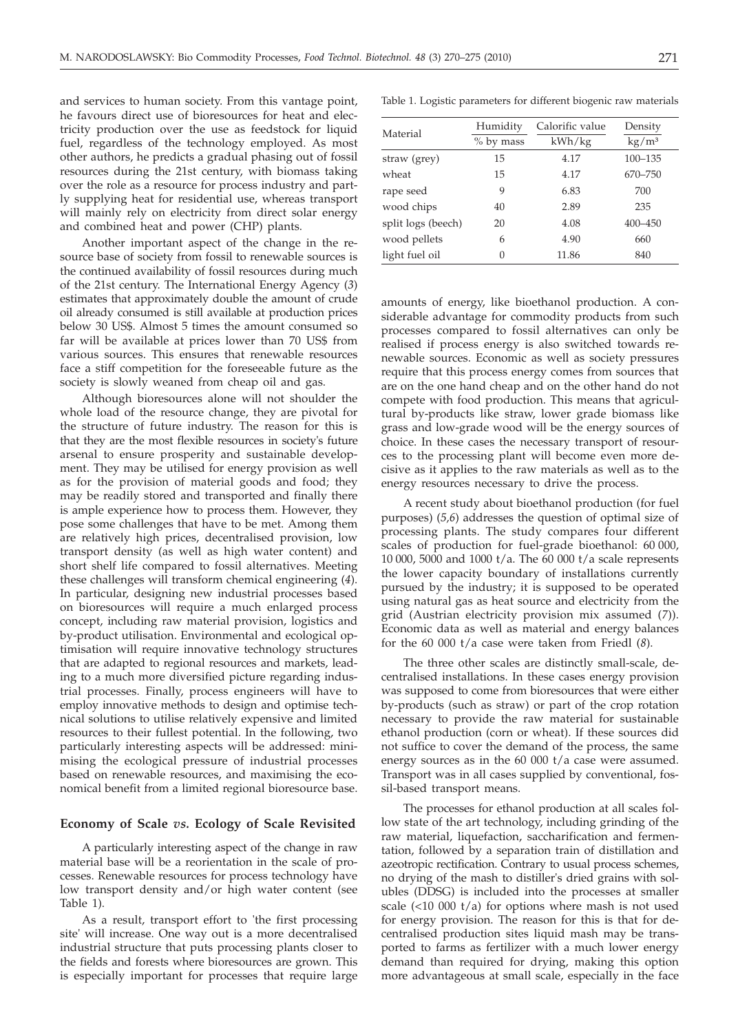and services to human society. From this vantage point, he favours direct use of bioresources for heat and electricity production over the use as feedstock for liquid fuel, regardless of the technology employed. As most other authors, he predicts a gradual phasing out of fossil resources during the 21st century, with biomass taking over the role as a resource for process industry and partly supplying heat for residential use, whereas transport will mainly rely on electricity from direct solar energy and combined heat and power (CHP) plants.

Another important aspect of the change in the resource base of society from fossil to renewable sources is the continued availability of fossil resources during much of the 21st century. The International Energy Agency (*3*) estimates that approximately double the amount of crude oil already consumed is still available at production prices below 30 US$. Almost 5 times the amount consumed so far will be available at prices lower than 70 US$ from various sources. This ensures that renewable resources face a stiff competition for the foreseeable future as the society is slowly weaned from cheap oil and gas.

Although bioresources alone will not shoulder the whole load of the resource change, they are pivotal for the structure of future industry. The reason for this is that they are the most flexible resources in society's future arsenal to ensure prosperity and sustainable development. They may be utilised for energy provision as well as for the provision of material goods and food; they may be readily stored and transported and finally there is ample experience how to process them. However, they pose some challenges that have to be met. Among them are relatively high prices, decentralised provision, low transport density (as well as high water content) and short shelf life compared to fossil alternatives. Meeting these challenges will transform chemical engineering (*4*). In particular, designing new industrial processes based on bioresources will require a much enlarged process concept, including raw material provision, logistics and by-product utilisation. Environmental and ecological optimisation will require innovative technology structures that are adapted to regional resources and markets, leading to a much more diversified picture regarding industrial processes. Finally, process engineers will have to employ innovative methods to design and optimise technical solutions to utilise relatively expensive and limited resources to their fullest potential. In the following, two particularly interesting aspects will be addressed: minimising the ecological pressure of industrial processes based on renewable resources, and maximising the economical benefit from a limited regional bioresource base.

## Economy of Scale *vs.* Ecology of Scale Revisited

A particularly interesting aspect of the change in raw material base will be a reorientation in the scale of processes. Renewable resources for process technology have low transport density and/or high water content (see Table 1).

Table 1. Logistic parameters for different biogenic raw materials

| Material | Humidity<br>% by mass | Calorific value<br>kWh/kg | Density<br>kg/m³ |
|---|---|---|---|
| straw (grey) | 15 | 4.17 | 100–135 |
| wheat | 15 | 4.17 | 670–750 |
| rape seed | 9 | 6.83 | 700 |
| wood chips | 40 | 2.89 | 235 |
| split logs (beech) | 20 | 4.08 | 400–450 |
| wood pellets | 6 | 4.90 | 660 |
| light fuel oil | 0 | 11.86 | 840 |

As a result, transport effort to 'the first processing site' will increase. One way out is a more decentralised industrial structure that puts processing plants closer to the fields and forests where bioresources are grown. This is especially important for processes that require large amounts of energy, like bioethanol production. A considerable advantage for commodity products from such processes compared to fossil alternatives can only be realised if process energy is also switched towards renewable sources. Economic as well as society pressures require that this process energy comes from sources that are on the one hand cheap and on the other hand do not compete with food production. This means that agricultural by-products like straw, lower grade biomass like grass and low-grade wood will be the energy sources of choice. In these cases the necessary transport of resources to the processing plant will become even more decisive as it applies to the raw materials as well as to the energy resources necessary to drive the process.

A recent study about bioethanol production (for fuel purposes) (*5,6*) addresses the question of optimal size of processing plants. The study compares four different scales of production for fuel-grade bioethanol: 60 000, 10 000, 5000 and 1000 t/a. The 60 000 t/a scale represents the lower capacity boundary of installations currently pursued by the industry; it is supposed to be operated using natural gas as heat source and electricity from the grid (Austrian electricity provision mix assumed (*7*)). Economic data as well as material and energy balances for the 60 000 t/a case were taken from Friedl (*8*).

The three other scales are distinctly small-scale, decentralised installations. In these cases energy provision was supposed to come from bioresources that were either by-products (such as straw) or part of the crop rotation necessary to provide the raw material for sustainable ethanol production (corn or wheat). If these sources did not suffice to cover the demand of the process, the same energy sources as in the 60 000 t/a case were assumed. Transport was in all cases supplied by conventional, fossil-based transport means.

The processes for ethanol production at all scales follow state of the art technology, including grinding of the raw material, liquefaction, saccharification and fermentation, followed by a separation train of distillation and azeotropic rectification. Contrary to usual process schemes, no drying of the mash to distiller's dried grains with solubles (DDSG) is included into the processes at smaller scale (<10 000 t/a) for options where mash is not used for energy provision. The reason for this is that for decentralised production sites liquid mash may be transported to farms as fertilizer with a much lower energy demand than required for drying, making this option more advantageous at small scale, especially in the face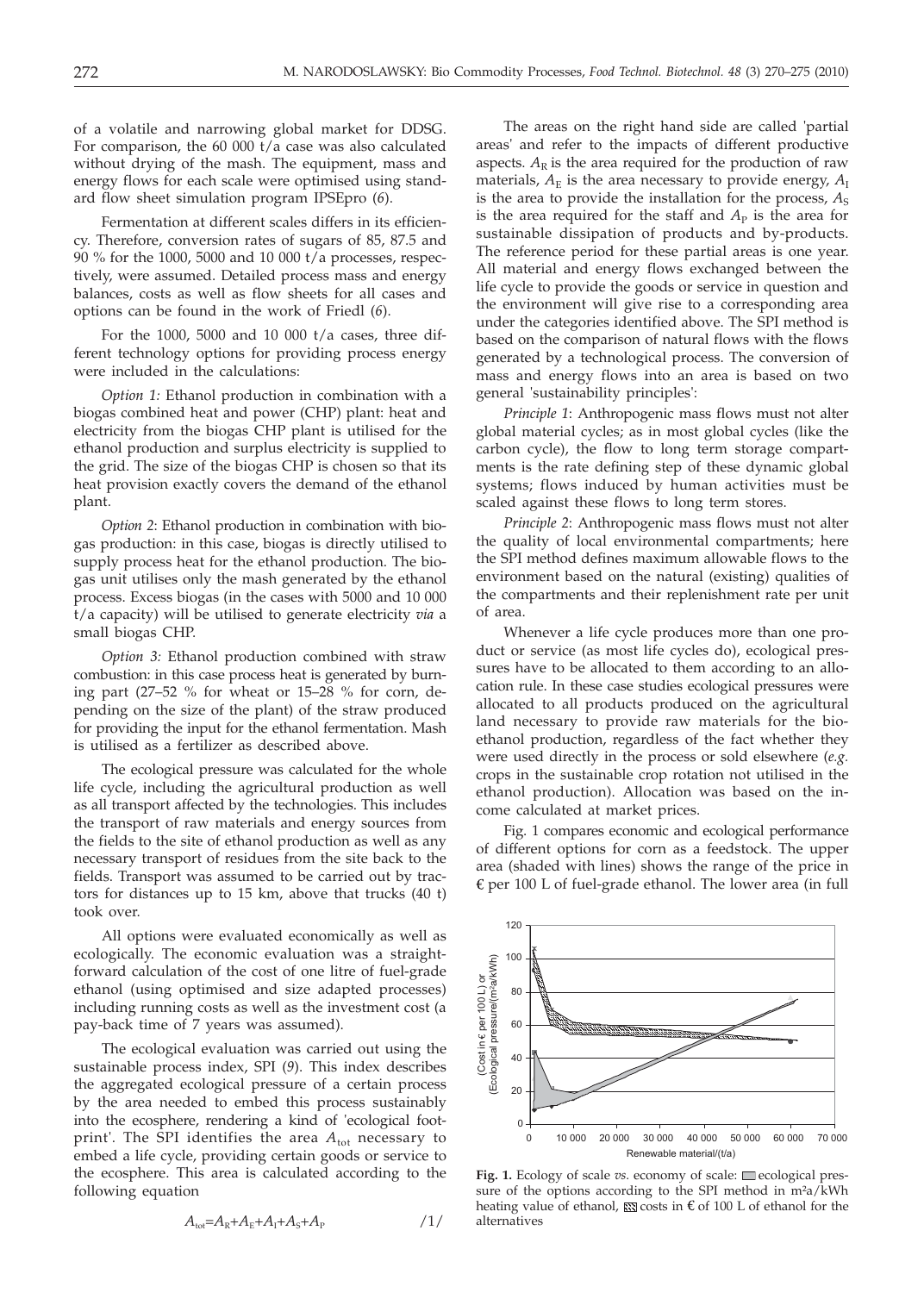of a volatile and narrowing global market for DDSG. For comparison, the 60 000 t/a case was also calculated without drying of the mash. The equipment, mass and energy flows for each scale were optimised using standard flow sheet simulation program IPSEpro (*6*).

Fermentation at different scales differs in its efficiency. Therefore, conversion rates of sugars of 85, 87.5 and 90 % for the 1000, 5000 and 10 000 t/a processes, respectively, were assumed. Detailed process mass and energy balances, costs as well as flow sheets for all cases and options can be found in the work of Friedl (*6*).

For the 1000, 5000 and 10 000 t/a cases, three different technology options for providing process energy were included in the calculations:

*Option 1:* Ethanol production in combination with a biogas combined heat and power (CHP) plant: heat and electricity from the biogas CHP plant is utilised for the ethanol production and surplus electricity is supplied to the grid. The size of the biogas CHP is chosen so that its heat provision exactly covers the demand of the ethanol plant.

*Option 2*: Ethanol production in combination with biogas production: in this case, biogas is directly utilised to supply process heat for the ethanol production. The biogas unit utilises only the mash generated by the ethanol process. Excess biogas (in the cases with 5000 and 10 000 t/a capacity) will be utilised to generate electricity *via* a small biogas CHP.

*Option 3:* Ethanol production combined with straw combustion: in this case process heat is generated by burning part (27–52 % for wheat or 15–28 % for corn, depending on the size of the plant) of the straw produced for providing the input for the ethanol fermentation. Mash is utilised as a fertilizer as described above.

The ecological pressure was calculated for the whole life cycle, including the agricultural production as well as all transport affected by the technologies. This includes the transport of raw materials and energy sources from the fields to the site of ethanol production as well as any necessary transport of residues from the site back to the fields. Transport was assumed to be carried out by tractors for distances up to 15 km, above that trucks (40 t) took over.

All options were evaluated economically as well as ecologically. The economic evaluation was a straightforward calculation of the cost of one litre of fuel-grade ethanol (using optimised and size adapted processes) including running costs as well as the investment cost (a pay-back time of 7 years was assumed).

The ecological evaluation was carried out using the sustainable process index, SPI (*9*). This index describes the aggregated ecological pressure of a certain process by the area needed to embed this process sustainably into the ecosphere, rendering a kind of 'ecological footprint'. The SPI identifies the area $A_{tot}$ necessary to embed a life cycle, providing certain goods or service to the ecosphere. This area is calculated according to the following equation

$$A_{tot}=A_R+A_E+A_I+A_S+A_P \qquad /1/$$

The areas on the right hand side are called 'partial areas' and refer to the impacts of different productive aspects. $A_R$ is the area required for the production of raw materials, $A_E$ is the area necessary to provide energy, $A_I$ is the area to provide the installation for the process, $A_S$ is the area required for the staff and $A_P$ is the area for sustainable dissipation of products and by-products. The reference period for these partial areas is one year. All material and energy flows exchanged between the life cycle to provide the goods or service in question and the environment will give rise to a corresponding area under the categories identified above. The SPI method is based on the comparison of natural flows with the flows generated by a technological process. The conversion of mass and energy flows into an area is based on two general 'sustainability principles':

*Principle 1*: Anthropogenic mass flows must not alter global material cycles; as in most global cycles (like the carbon cycle), the flow to long term storage compartments is the rate defining step of these dynamic global systems; flows induced by human activities must be scaled against these flows to long term stores.

*Principle 2*: Anthropogenic mass flows must not alter the quality of local environmental compartments; here the SPI method defines maximum allowable flows to the environment based on the natural (existing) qualities of the compartments and their replenishment rate per unit of area.

Whenever a life cycle produces more than one product or service (as most life cycles do), ecological pressures have to be allocated to them according to an allocation rule. In these case studies ecological pressures were allocated to all products produced on the agricultural land necessary to provide raw materials for the bioethanol production, regardless of the fact whether they were used directly in the process or sold elsewhere (*e.g.* crops in the sustainable crop rotation not utilised in the ethanol production). Allocation was based on the income calculated at market prices.

Fig. 1 compares economic and ecological performance of different options for corn as a feedstock. The upper area (shaded with lines) shows the range of the price in € per 100 L of fuel-grade ethanol. The lower area (in full

**Fig. 1.** Ecology of scale *vs.* economy of scale: ▭ ecological pressure of the options according to the SPI method in m²a/kWh heating value of ethanol, ▨ costs in € of 100 L of ethanol for the alternatives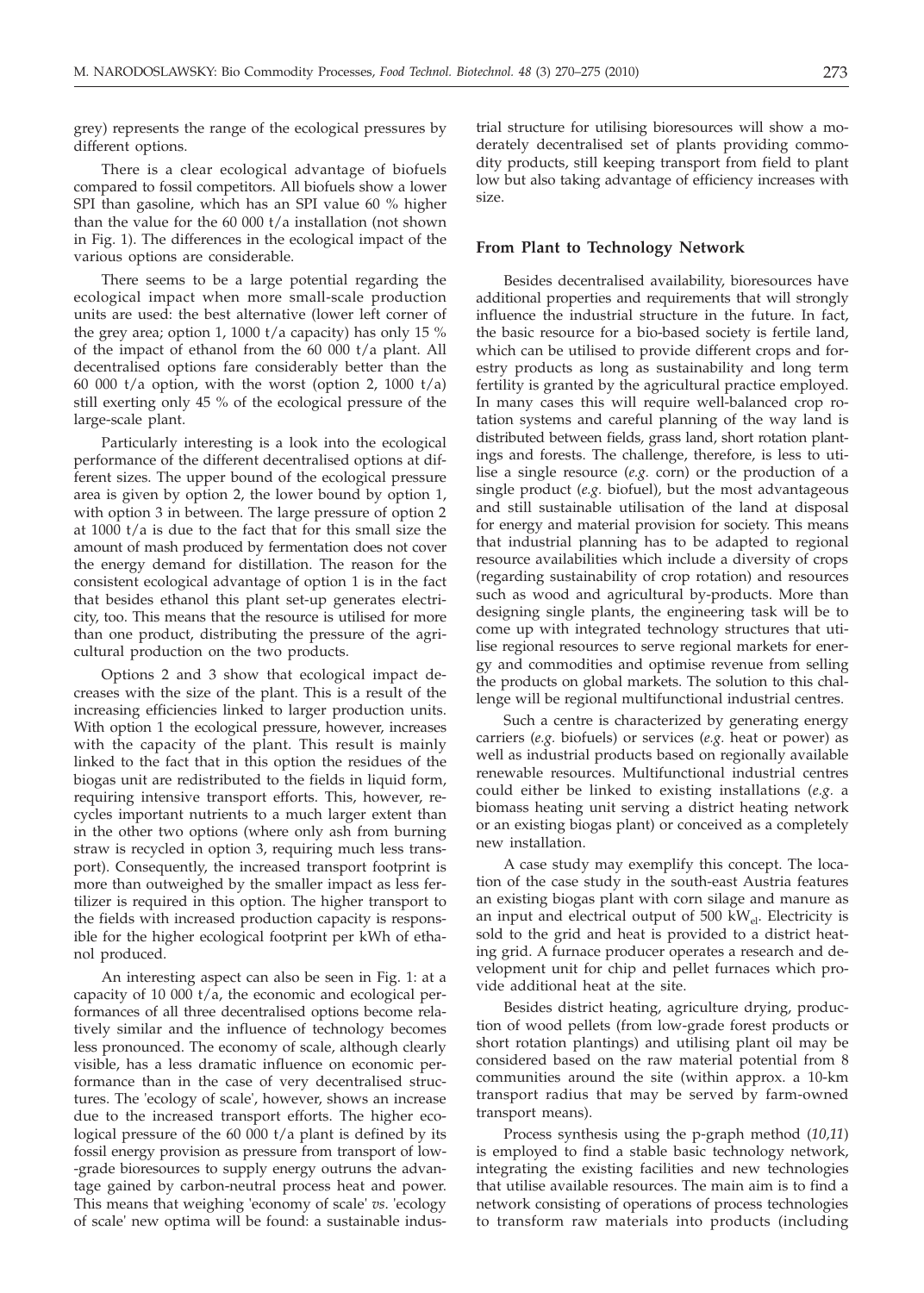grey) represents the range of the ecological pressures by different options.

There is a clear ecological advantage of biofuels compared to fossil competitors. All biofuels show a lower SPI than gasoline, which has an SPI value 60 % higher than the value for the 60 000 t/a installation (not shown in Fig. 1). The differences in the ecological impact of the various options are considerable.

There seems to be a large potential regarding the ecological impact when more small-scale production units are used: the best alternative (lower left corner of the grey area; option 1, 1000 t/a capacity) has only 15 % of the impact of ethanol from the 60 000 t/a plant. All decentralised options fare considerably better than the 60 000 t/a option, with the worst (option 2, 1000 t/a) still exerting only 45 % of the ecological pressure of the large-scale plant.

Particularly interesting is a look into the ecological performance of the different decentralised options at different sizes. The upper bound of the ecological pressure area is given by option 2, the lower bound by option 1, with option 3 in between. The large pressure of option 2 at 1000 t/a is due to the fact that for this small size the amount of mash produced by fermentation does not cover the energy demand for distillation. The reason for the consistent ecological advantage of option 1 is in the fact that besides ethanol this plant set-up generates electricity, too. This means that the resource is utilised for more than one product, distributing the pressure of the agricultural production on the two products.

Options 2 and 3 show that ecological impact decreases with the size of the plant. This is a result of the increasing efficiencies linked to larger production units. With option 1 the ecological pressure, however, increases with the capacity of the plant. This result is mainly linked to the fact that in this option the residues of the biogas unit are redistributed to the fields in liquid form, requiring intensive transport efforts. This, however, recycles important nutrients to a much larger extent than in the other two options (where only ash from burning straw is recycled in option 3, requiring much less transport). Consequently, the increased transport footprint is more than outweighed by the smaller impact as less fertilizer is required in this option. The higher transport to the fields with increased production capacity is responsible for the higher ecological footprint per kWh of ethanol produced.

An interesting aspect can also be seen in Fig. 1: at a capacity of 10 000 t/a, the economic and ecological performances of all three decentralised options become relatively similar and the influence of technology becomes less pronounced. The economy of scale, although clearly visible, has a less dramatic influence on economic performance than in the case of very decentralised structures. The 'ecology of scale', however, shows an increase due to the increased transport efforts. The higher ecological pressure of the 60 000 t/a plant is defined by its fossil energy provision as pressure from transport of low-grade bioresources to supply energy outruns the advantage gained by carbon-neutral process heat and power. This means that weighing 'economy of scale' *vs.* 'ecology of scale' new optima will be found: a sustainable industrial structure for utilising bioresources will show a moderately decentralised set of plants providing commodity products, still keeping transport from field to plant low but also taking advantage of efficiency increases with size.

## From Plant to Technology Network

Besides decentralised availability, bioresources have additional properties and requirements that will strongly influence the industrial structure in the future. In fact, the basic resource for a bio-based society is fertile land, which can be utilised to provide different crops and forestry products as long as sustainability and long term fertility is granted by the agricultural practice employed. In many cases this will require well-balanced crop rotation systems and careful planning of the way land is distributed between fields, grass land, short rotation plantings and forests. The challenge, therefore, is less to utilise a single resource (*e.g.* corn) or the production of a single product (*e.g.* biofuel), but the most advantageous and still sustainable utilisation of the land at disposal for energy and material provision for society. This means that industrial planning has to be adapted to regional resource availabilities which include a diversity of crops (regarding sustainability of crop rotation) and resources such as wood and agricultural by-products. More than designing single plants, the engineering task will be to come up with integrated technology structures that utilise regional resources to serve regional markets for energy and commodities and optimise revenue from selling the products on global markets. The solution to this challenge will be regional multifunctional industrial centres.

Such a centre is characterized by generating energy carriers (*e.g.* biofuels) or services (*e.g.* heat or power) as well as industrial products based on regionally available renewable resources. Multifunctional industrial centres could either be linked to existing installations (*e.g.* a biomass heating unit serving a district heating network or an existing biogas plant) or conceived as a completely new installation.

A case study may exemplify this concept. The location of the case study in the south-east Austria features an existing biogas plant with corn silage and manure as an input and electrical output of 500 $kW_{el}$. Electricity is sold to the grid and heat is provided to a district heating grid. A furnace producer operates a research and development unit for chip and pellet furnaces which provide additional heat at the site.

Besides district heating, agriculture drying, production of wood pellets (from low-grade forest products or short rotation plantings) and utilising plant oil may be considered based on the raw material potential from 8 communities around the site (within approx. a 10-km transport radius that may be served by farm-owned transport means).

Process synthesis using the p-graph method (*10,11*) is employed to find a stable basic technology network, integrating the existing facilities and new technologies that utilise available resources. The main aim is to find a network consisting of operations of process technologies to transform raw materials into products (including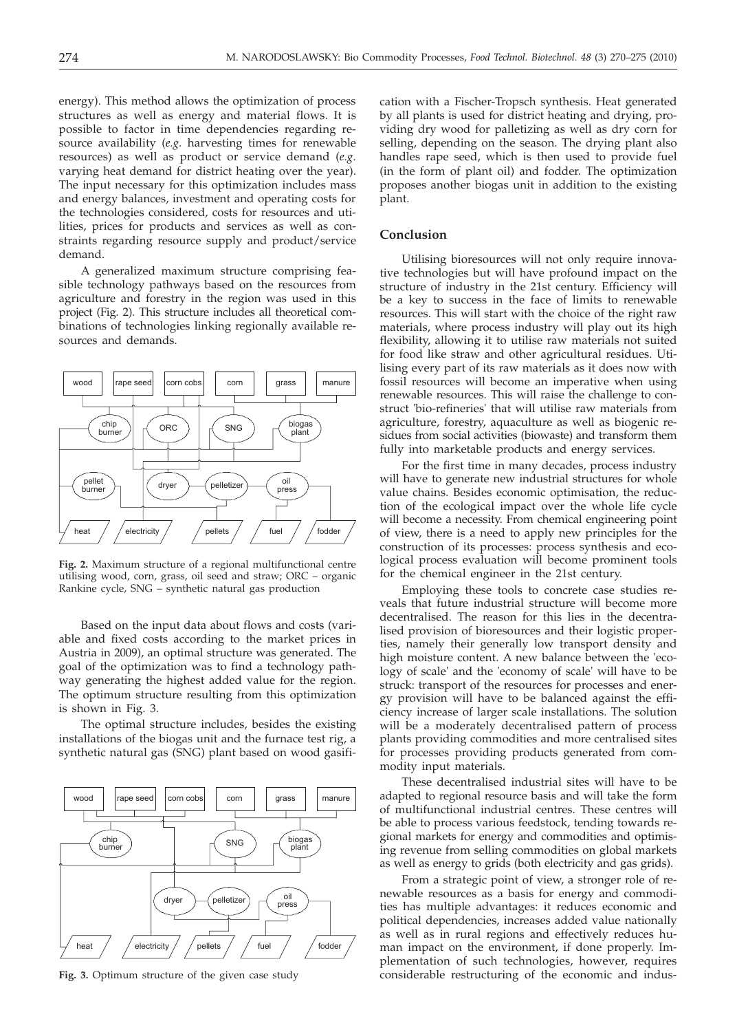energy). This method allows the optimization of process structures as well as energy and material flows. It is possible to factor in time dependencies regarding resource availability (*e.g.* harvesting times for renewable resources) as well as product or service demand (*e.g.* varying heat demand for district heating over the year). The input necessary for this optimization includes mass and energy balances, investment and operating costs for the technologies considered, costs for resources and utilities, prices for products and services as well as constraints regarding resource supply and product/service demand.

A generalized maximum structure comprising feasible technology pathways based on the resources from agriculture and forestry in the region was used in this project (Fig. 2). This structure includes all theoretical combinations of technologies linking regionally available resources and demands.

**Fig. 2.** Maximum structure of a regional multifunctional centre utilising wood, corn, grass, oil seed and straw; ORC – organic Rankine cycle, SNG – synthetic natural gas production

Based on the input data about flows and costs (variable and fixed costs according to the market prices in Austria in 2009), an optimal structure was generated. The goal of the optimization was to find a technology pathway generating the highest added value for the region. The optimum structure resulting from this optimization is shown in Fig. 3.

The optimal structure includes, besides the existing installations of the biogas unit and the furnace test rig, a synthetic natural gas (SNG) plant based on wood gasification with a Fischer-Tropsch synthesis. Heat generated by all plants is used for district heating and drying, providing dry wood for palletizing as well as dry corn for selling, depending on the season. The drying plant also handles rape seed, which is then used to provide fuel (in the form of plant oil) and fodder. The optimization proposes another biogas unit in addition to the existing plant.

**Fig. 3.** Optimum structure of the given case study

## Conclusion

Utilising bioresources will not only require innovative technologies but will have profound impact on the structure of industry in the 21st century. Efficiency will be a key to success in the face of limits to renewable resources. This will start with the choice of the right raw materials, where process industry will play out its high flexibility, allowing it to utilise raw materials not suited for food like straw and other agricultural residues. Utilising every part of its raw materials as it does now with fossil resources will become an imperative when using renewable resources. This will raise the challenge to construct 'bio-refineries' that will utilise raw materials from agriculture, forestry, aquaculture as well as biogenic residues from social activities (biowaste) and transform them fully into marketable products and energy services.

For the first time in many decades, process industry will have to generate new industrial structures for whole value chains. Besides economic optimisation, the reduction of the ecological impact over the whole life cycle will become a necessity. From chemical engineering point of view, there is a need to apply new principles for the construction of its processes: process synthesis and ecological process evaluation will become prominent tools for the chemical engineer in the 21st century.

Employing these tools to concrete case studies reveals that future industrial structure will become more decentralised. The reason for this lies in the decentralised provision of bioresources and their logistic properties, namely their generally low transport density and high moisture content. A new balance between the 'ecology of scale' and the 'economy of scale' will have to be struck: transport of the resources for processes and energy provision will have to be balanced against the efficiency increase of larger scale installations. The solution will be a moderately decentralised pattern of process plants providing commodities and more centralised sites for processes providing products generated from commodity input materials.

These decentralised industrial sites will have to be adapted to regional resource basis and will take the form of multifunctional industrial centres. These centres will be able to process various feedstock, tending towards regional markets for energy and commodities and optimising revenue from selling commodities on global markets as well as energy to grids (both electricity and gas grids).

From a strategic point of view, a stronger role of renewable resources as a basis for energy and commodities has multiple advantages: it reduces economic and political dependencies, increases added value nationally as well as in rural regions and effectively reduces human impact on the environment, if done properly. Implementation of such technologies, however, requires considerable restructuring of the economic and indus-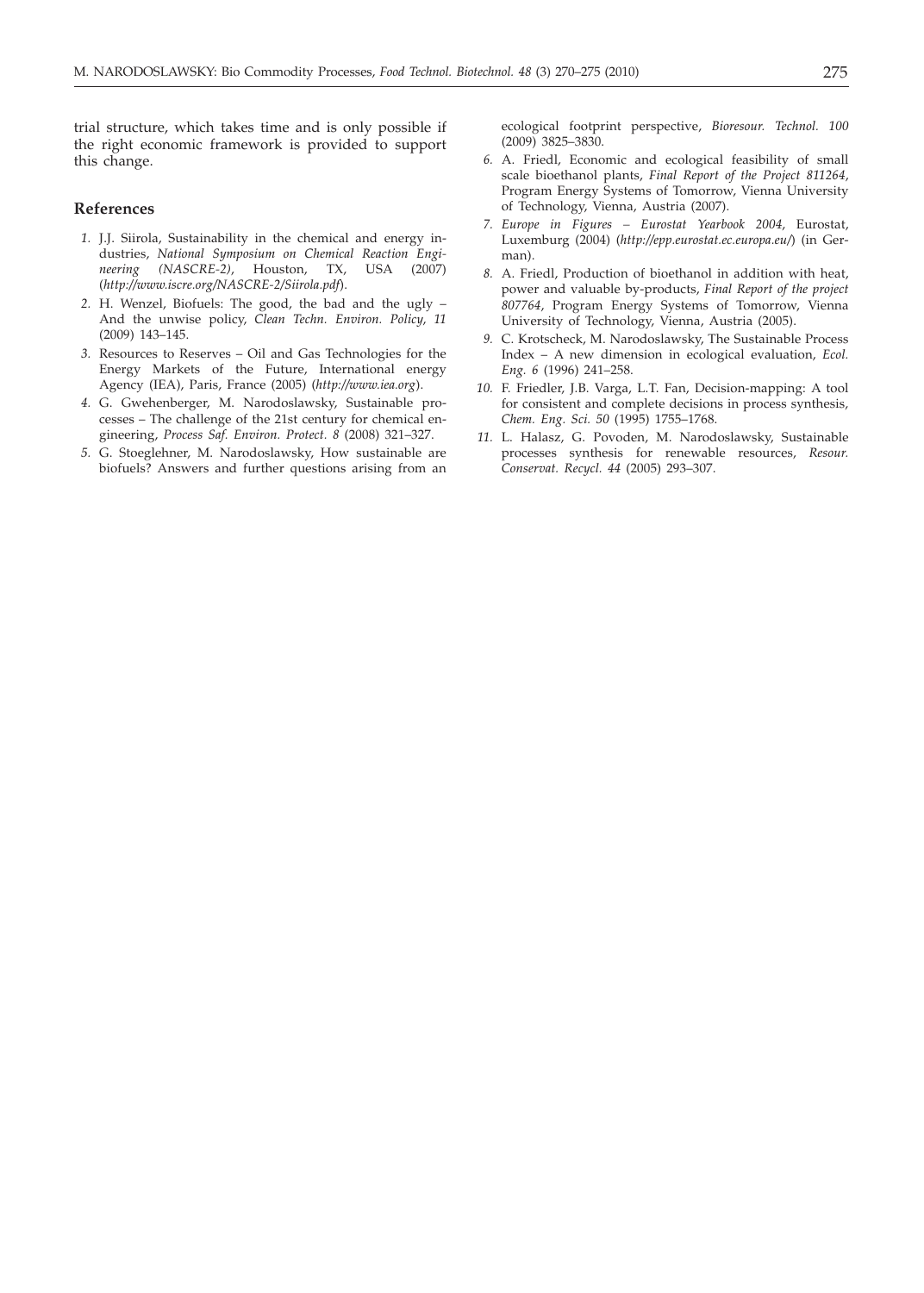trial structure, which takes time and is only possible if the right economic framework is provided to support this change.

## References

1. J.J. Siirola, Sustainability in the chemical and energy industries, *National Symposium on Chemical Reaction Engineering (NASCRE-2)*, Houston, TX, USA (2007) (*http://www.iscre.org/NASCRE-2/Siirola.pdf*).
2. H. Wenzel, Biofuels: The good, the bad and the ugly – And the unwise policy, *Clean Techn. Environ. Policy, 11* (2009) 143–145.
3. Resources to Reserves – Oil and Gas Technologies for the Energy Markets of the Future, International energy Agency (IEA), Paris, France (2005) (*http://www.iea.org*).
4. G. Gwehenberger, M. Narodoslawsky, Sustainable processes – The challenge of the 21st century for chemical engineering, *Process Saf. Environ. Protect. 8* (2008) 321–327.
5. G. Stoeglehner, M. Narodoslawsky, How sustainable are biofuels? Answers and further questions arising from an ecological footprint perspective, *Bioresour. Technol. 100* (2009) 3825–3830.
6. A. Friedl, Economic and ecological feasibility of small scale bioethanol plants, *Final Report of the Project 811264*, Program Energy Systems of Tomorrow, Vienna University of Technology, Vienna, Austria (2007).
7. *Europe in Figures – Eurostat Yearbook 2004*, Eurostat, Luxemburg (2004) (*http://epp.eurostat.ec.europa.eu/*) (in German).
8. A. Friedl, Production of bioethanol in addition with heat, power and valuable by-products, *Final Report of the project 807764*, Program Energy Systems of Tomorrow, Vienna University of Technology, Vienna, Austria (2005).
9. C. Krotscheck, M. Narodoslawsky, The Sustainable Process Index – A new dimension in ecological evaluation, *Ecol. Eng. 6* (1996) 241–258.
10. F. Friedler, J.B. Varga, L.T. Fan, Decision-mapping: A tool for consistent and complete decisions in process synthesis, *Chem. Eng. Sci. 50* (1995) 1755–1768.
11. L. Halasz, G. Povoden, M. Narodoslawsky, Sustainable processes synthesis for renewable resources, *Resour. Conservat. Recycl. 44* (2005) 293–307.